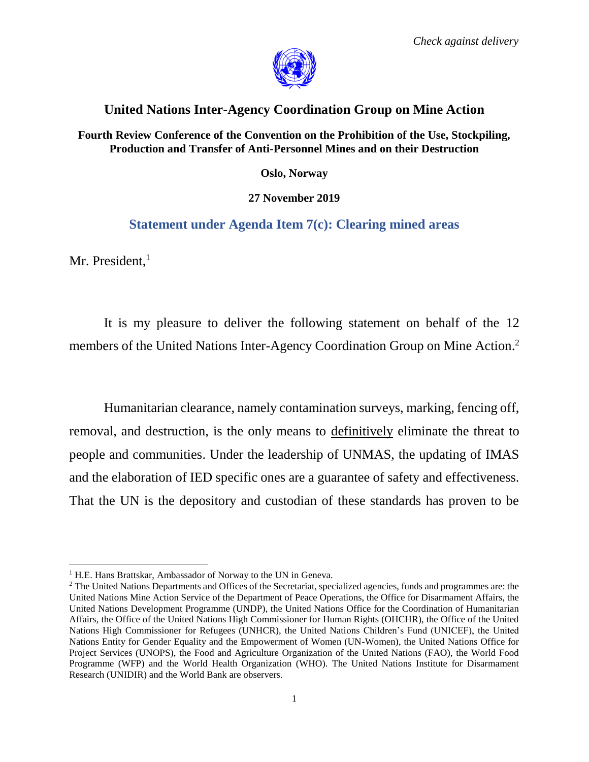*Check against delivery*

# United Nations Inter-Agency Coordination Group on Mine Action

**Fourth Review Conference of the Convention on the Prohibition of the Use, Stockpiling, Production and Transfer of Anti-Personnel Mines and on their Destruction**

**Oslo, Norway**

**27 November 2019**

## Statement under Agenda Item 7(c): Clearing mined areas

Mr. President,[1]

It is my pleasure to deliver the following statement on behalf of the 12 members of the United Nations Inter-Agency Coordination Group on Mine Action.[2]

Humanitarian clearance, namely contamination surveys, marking, fencing off, removal, and destruction, is the only means to <u>definitively</u> eliminate the threat to people and communities. Under the leadership of UNMAS, the updating of IMAS and the elaboration of IED specific ones are a guarantee of safety and effectiveness. That the UN is the depository and custodian of these standards has proven to be

---

[1] H.E. Hans Brattskar, Ambassador of Norway to the UN in Geneva.

[2] The United Nations Departments and Offices of the Secretariat, specialized agencies, funds and programmes are: the United Nations Mine Action Service of the Department of Peace Operations, the Office for Disarmament Affairs, the United Nations Development Programme (UNDP), the United Nations Office for the Coordination of Humanitarian Affairs, the Office of the United Nations High Commissioner for Human Rights (OHCHR), the Office of the United Nations High Commissioner for Refugees (UNHCR), the United Nations Children's Fund (UNICEF), the United Nations Entity for Gender Equality and the Empowerment of Women (UN-Women), the United Nations Office for Project Services (UNOPS), the Food and Agriculture Organization of the United Nations (FAO), the World Food Programme (WFP) and the World Health Organization (WHO). The United Nations Institute for Disarmament Research (UNIDIR) and the World Bank are observers.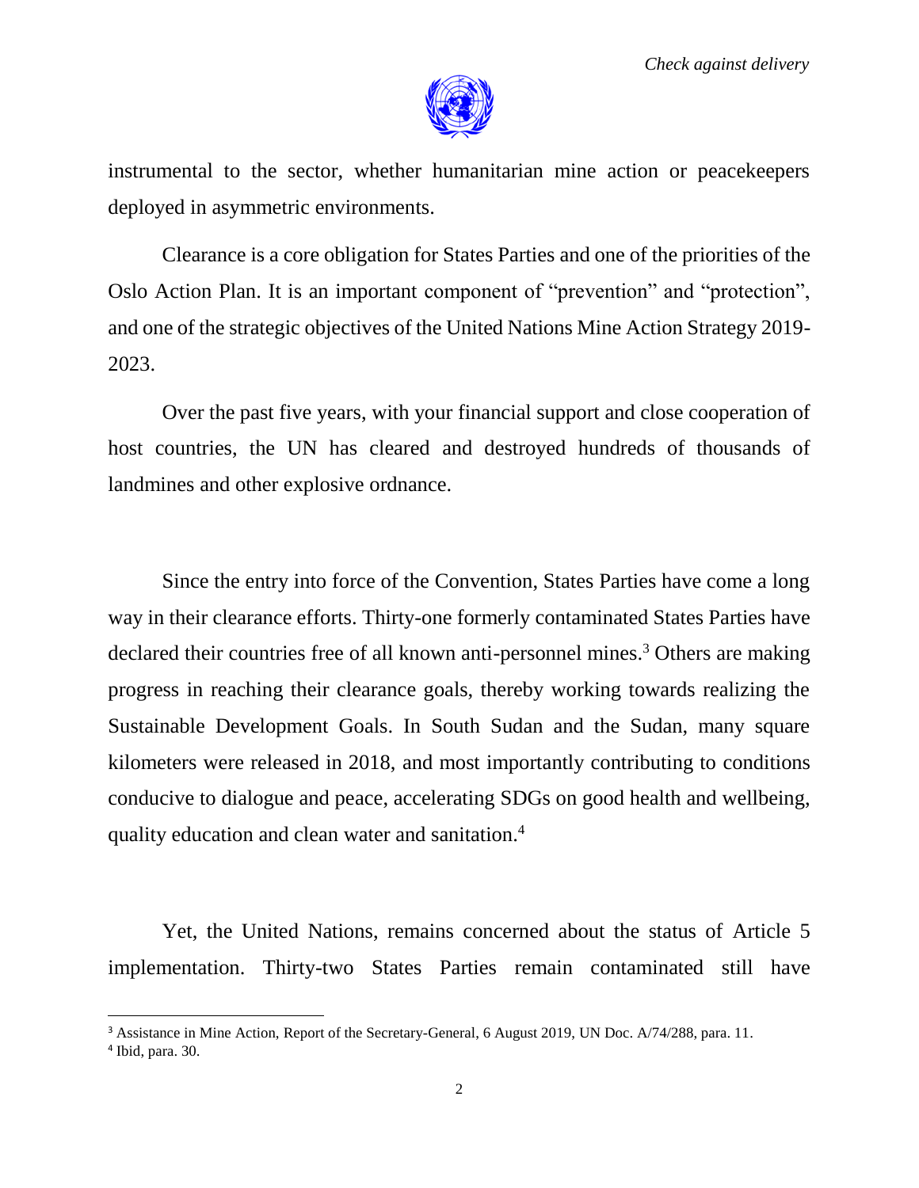instrumental to the sector, whether humanitarian mine action or peacekeepers deployed in asymmetric environments.

Clearance is a core obligation for States Parties and one of the priorities of the Oslo Action Plan. It is an important component of "prevention" and "protection", and one of the strategic objectives of the United Nations Mine Action Strategy 2019-2023.

Over the past five years, with your financial support and close cooperation of host countries, the UN has cleared and destroyed hundreds of thousands of landmines and other explosive ordnance.

Since the entry into force of the Convention, States Parties have come a long way in their clearance efforts. Thirty-one formerly contaminated States Parties have declared their countries free of all known anti-personnel mines.[3] Others are making progress in reaching their clearance goals, thereby working towards realizing the Sustainable Development Goals. In South Sudan and the Sudan, many square kilometers were released in 2018, and most importantly contributing to conditions conducive to dialogue and peace, accelerating SDGs on good health and wellbeing, quality education and clean water and sanitation.[4]

Yet, the United Nations, remains concerned about the status of Article 5 implementation. Thirty-two States Parties remain contaminated still have

---

[3] Assistance in Mine Action, Report of the Secretary-General, 6 August 2019, UN Doc. A/74/288, para. 11.

[4] Ibid, para. 30.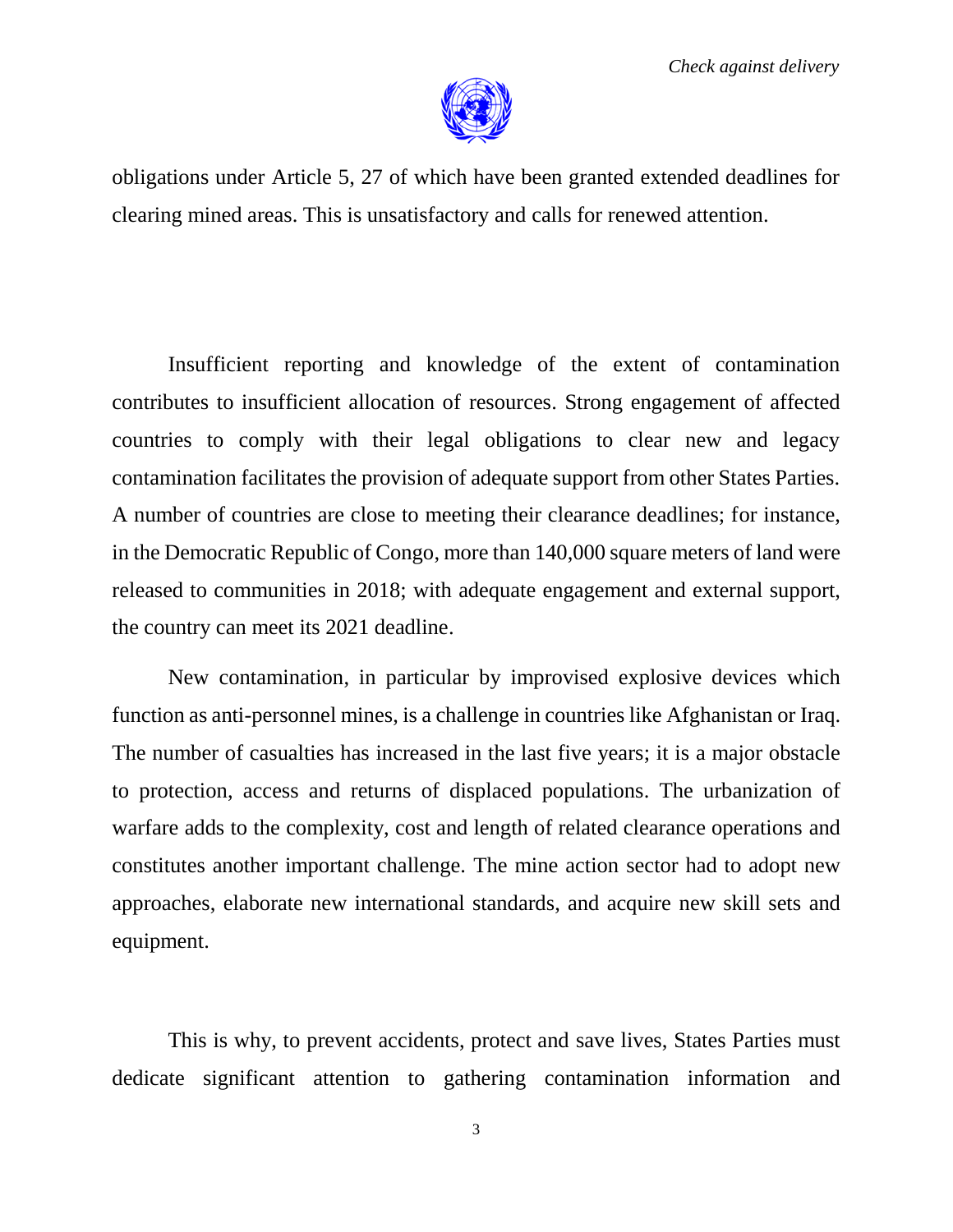obligations under Article 5, 27 of which have been granted extended deadlines for clearing mined areas. This is unsatisfactory and calls for renewed attention.

Insufficient reporting and knowledge of the extent of contamination contributes to insufficient allocation of resources. Strong engagement of affected countries to comply with their legal obligations to clear new and legacy contamination facilitates the provision of adequate support from other States Parties. A number of countries are close to meeting their clearance deadlines; for instance, in the Democratic Republic of Congo, more than 140,000 square meters of land were released to communities in 2018; with adequate engagement and external support, the country can meet its 2021 deadline.

New contamination, in particular by improvised explosive devices which function as anti-personnel mines, is a challenge in countries like Afghanistan or Iraq. The number of casualties has increased in the last five years; it is a major obstacle to protection, access and returns of displaced populations. The urbanization of warfare adds to the complexity, cost and length of related clearance operations and constitutes another important challenge. The mine action sector had to adopt new approaches, elaborate new international standards, and acquire new skill sets and equipment.

This is why, to prevent accidents, protect and save lives, States Parties must dedicate significant attention to gathering contamination information and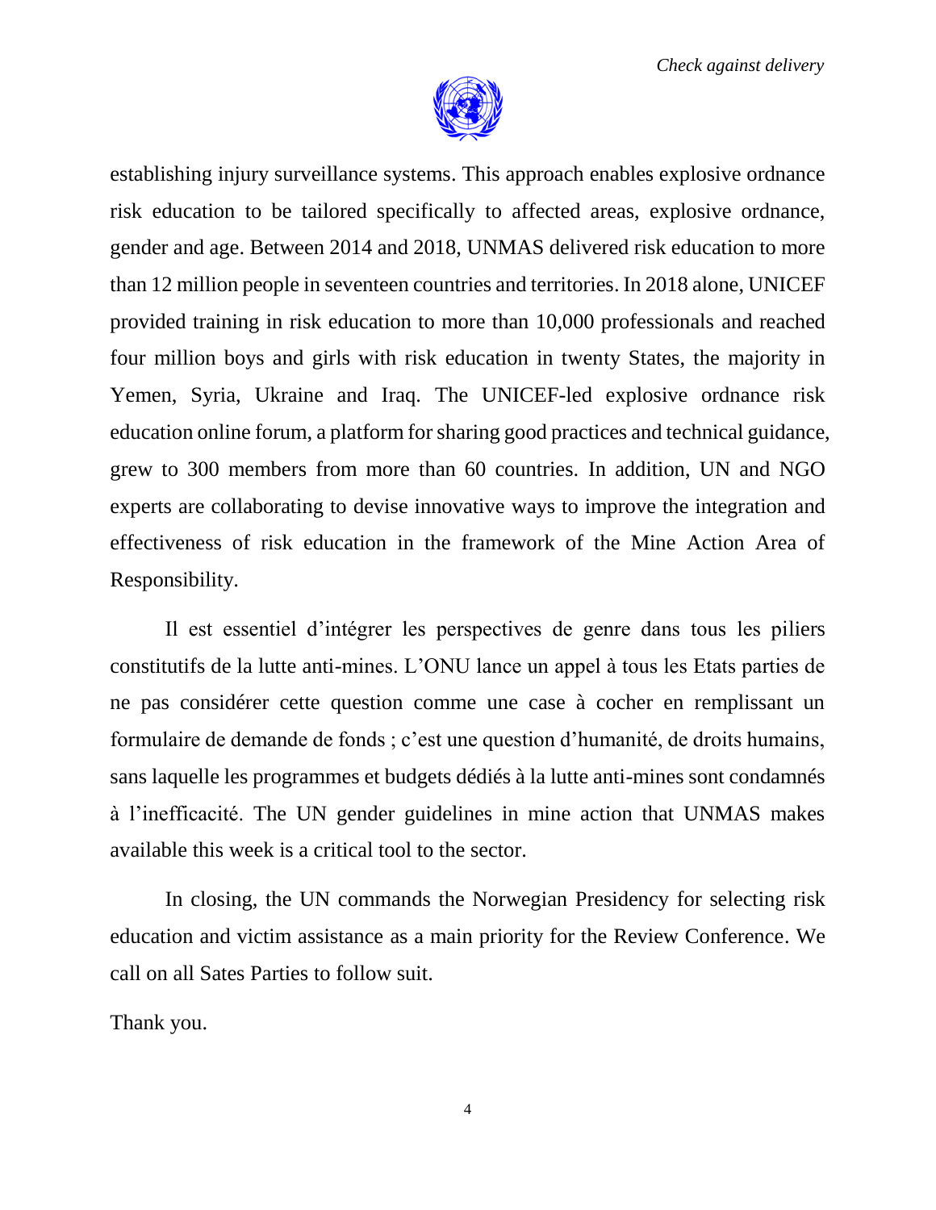establishing injury surveillance systems. This approach enables explosive ordnance risk education to be tailored specifically to affected areas, explosive ordnance, gender and age. Between 2014 and 2018, UNMAS delivered risk education to more than 12 million people in seventeen countries and territories. In 2018 alone, UNICEF provided training in risk education to more than 10,000 professionals and reached four million boys and girls with risk education in twenty States, the majority in Yemen, Syria, Ukraine and Iraq. The UNICEF-led explosive ordnance risk education online forum, a platform for sharing good practices and technical guidance, grew to 300 members from more than 60 countries. In addition, UN and NGO experts are collaborating to devise innovative ways to improve the integration and effectiveness of risk education in the framework of the Mine Action Area of Responsibility.

Il est essentiel d'intégrer les perspectives de genre dans tous les piliers constitutifs de la lutte anti-mines. L'ONU lance un appel à tous les Etats parties de ne pas considérer cette question comme une case à cocher en remplissant un formulaire de demande de fonds ; c'est une question d'humanité, de droits humains, sans laquelle les programmes et budgets dédiés à la lutte anti-mines sont condamnés à l'inefficacité. The UN gender guidelines in mine action that UNMAS makes available this week is a critical tool to the sector.

In closing, the UN commands the Norwegian Presidency for selecting risk education and victim assistance as a main priority for the Review Conference. We call on all Sates Parties to follow suit.

Thank you.